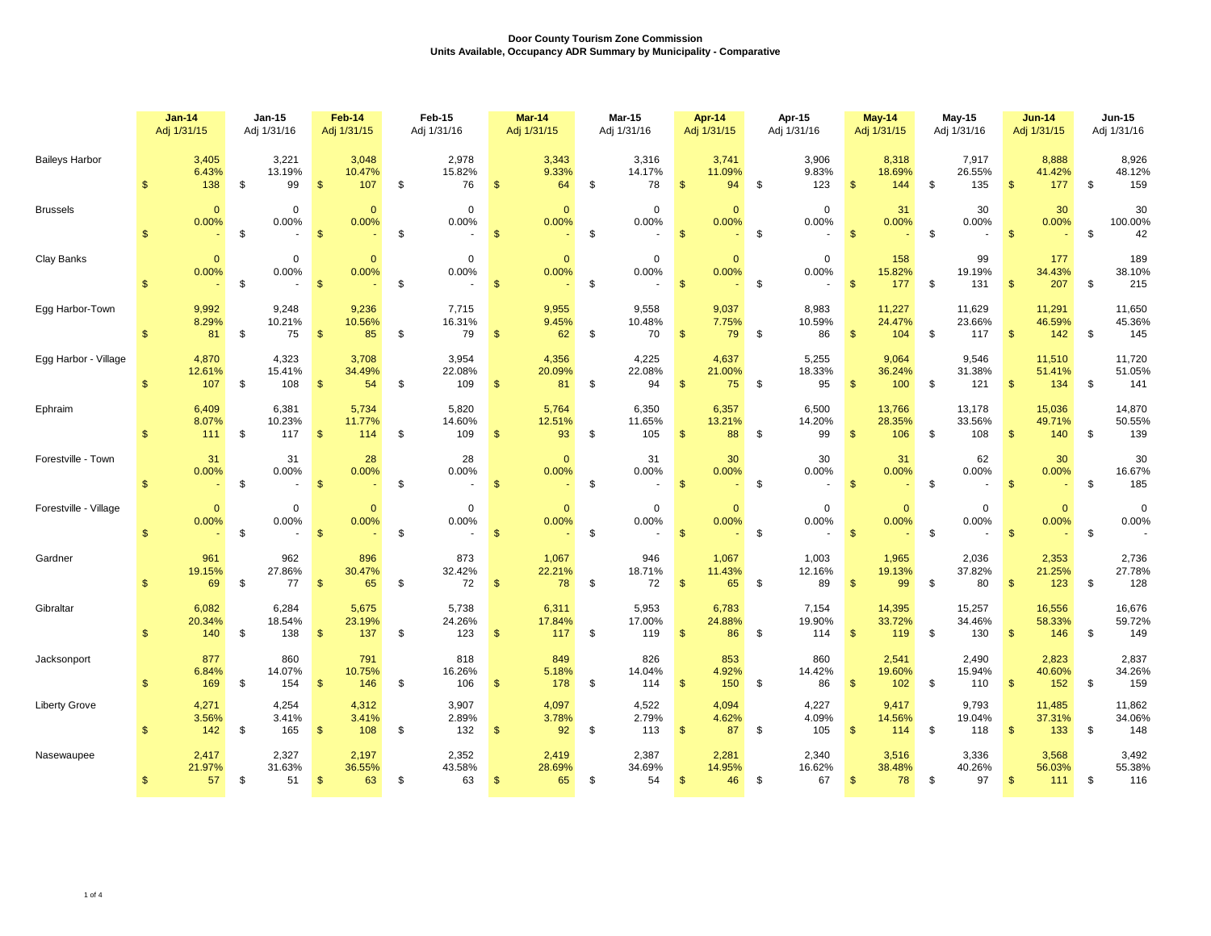**Door County Tourism Zone Commission**
**Units Available, Occupancy ADR Summary by Municipality - Comparative**

| | Jan-14 Adj 1/31/15 | Jan-15 Adj 1/31/16 | Feb-14 Adj 1/31/15 | Feb-15 Adj 1/31/16 | Mar-14 Adj 1/31/15 | Mar-15 Adj 1/31/16 | Apr-14 Adj 1/31/15 | Apr-15 Adj 1/31/16 | May-14 Adj 1/31/15 | May-15 Adj 1/31/16 | Jun-14 Adj 1/31/15 | Jun-15 Adj 1/31/16 |
|---|---|---|---|---|---|---|---|---|---|---|---|---|
| Baileys Harbor | 3,405 | 3,221 | 3,048 | 2,978 | 3,343 | 3,316 | 3,741 | 3,906 | 8,318 | 7,917 | 8,888 | 8,926 |
| | 6.43% | 13.19% | 10.47% | 15.82% | 9.33% | 14.17% | 11.09% | 9.83% | 18.69% | 26.55% | 41.42% | 48.12% |
| | $ 138 | $ 99 | $ 107 | $ 76 | $ 64 | $ 78 | $ 94 | $ 123 | $ 144 | $ 135 | $ 177 | $ 159 |
| Brussels | 0 | 0 | 0 | 0 | 0 | 0 | 0 | 0 | 31 | 30 | 30 | 30 |
| | 0.00% | 0.00% | 0.00% | 0.00% | 0.00% | 0.00% | 0.00% | 0.00% | 0.00% | 0.00% | 0.00% | 100.00% |
| | $ - | $ - | $ - | $ - | $ - | $ - | $ - | $ - | $ - | $ - | $ - | $ 42 |
| Clay Banks | 0 | 0 | 0 | 0 | 0 | 0 | 0 | 0 | 158 | 99 | 177 | 189 |
| | 0.00% | 0.00% | 0.00% | 0.00% | 0.00% | 0.00% | 0.00% | 0.00% | 15.82% | 19.19% | 34.43% | 38.10% |
| | $ - | $ - | $ - | $ - | $ - | $ - | $ - | $ - | $ 177 | $ 131 | $ 207 | $ 215 |
| Egg Harbor-Town | 9,992 | 9,248 | 9,236 | 7,715 | 9,955 | 9,558 | 9,037 | 8,983 | 11,227 | 11,629 | 11,291 | 11,650 |
| | 8.29% | 10.21% | 10.56% | 16.31% | 9.45% | 10.48% | 7.75% | 10.59% | 24.47% | 23.66% | 46.59% | 45.36% |
| | $ 81 | $ 75 | $ 85 | $ 79 | $ 62 | $ 70 | $ 79 | $ 86 | $ 104 | $ 117 | $ 142 | $ 145 |
| Egg Harbor - Village | 4,870 | 4,323 | 3,708 | 3,954 | 4,356 | 4,225 | 4,637 | 5,255 | 9,064 | 9,546 | 11,510 | 11,720 |
| | 12.61% | 15.41% | 34.49% | 22.08% | 20.09% | 22.08% | 21.00% | 18.33% | 36.24% | 31.38% | 51.41% | 51.05% |
| | $ 107 | $ 108 | $ 54 | $ 109 | $ 81 | $ 94 | $ 75 | $ 95 | $ 100 | $ 121 | $ 134 | $ 141 |
| Ephraim | 6,409 | 6,381 | 5,734 | 5,820 | 5,764 | 6,350 | 6,357 | 6,500 | 13,766 | 13,178 | 15,036 | 14,870 |
| | 8.07% | 10.23% | 11.77% | 14.60% | 12.51% | 11.65% | 13.21% | 14.20% | 28.35% | 33.56% | 49.71% | 50.55% |
| | $ 111 | $ 117 | $ 114 | $ 109 | $ 93 | $ 105 | $ 88 | $ 99 | $ 106 | $ 108 | $ 140 | $ 139 |
| Forestville - Town | 31 | 31 | 28 | 28 | 0 | 31 | 30 | 30 | 31 | 62 | 30 | 30 |
| | 0.00% | 0.00% | 0.00% | 0.00% | 0.00% | 0.00% | 0.00% | 0.00% | 0.00% | 0.00% | 0.00% | 16.67% |
| | $ - | $ - | $ - | $ - | $ - | $ - | $ - | $ - | $ - | $ - | $ - | $ 185 |
| Forestville - Village | 0 | 0 | 0 | 0 | 0 | 0 | 0 | 0 | 0 | 0 | 0 | 0 |
| | 0.00% | 0.00% | 0.00% | 0.00% | 0.00% | 0.00% | 0.00% | 0.00% | 0.00% | 0.00% | 0.00% | 0.00% |
| | $ - | $ - | $ - | $ - | $ - | $ - | $ - | $ - | $ - | $ - | $ - | $ - |
| Gardner | 961 | 962 | 896 | 873 | 1,067 | 946 | 1,067 | 1,003 | 1,965 | 2,036 | 2,353 | 2,736 |
| | 19.15% | 27.86% | 30.47% | 32.42% | 22.21% | 18.71% | 11.43% | 12.16% | 19.13% | 37.82% | 21.25% | 27.78% |
| | $ 69 | $ 77 | $ 65 | $ 72 | $ 78 | $ 72 | $ 65 | $ 89 | $ 99 | $ 80 | $ 123 | $ 128 |
| Gibraltar | 6,082 | 6,284 | 5,675 | 5,738 | 6,311 | 5,953 | 6,783 | 7,154 | 14,395 | 15,257 | 16,556 | 16,676 |
| | 20.34% | 18.54% | 23.19% | 24.26% | 17.84% | 17.00% | 24.88% | 19.90% | 33.72% | 34.46% | 58.33% | 59.72% |
| | $ 140 | $ 138 | $ 137 | $ 123 | $ 117 | $ 119 | $ 86 | $ 114 | $ 119 | $ 130 | $ 146 | $ 149 |
| Jacksonport | 877 | 860 | 791 | 818 | 849 | 826 | 853 | 860 | 2,541 | 2,490 | 2,823 | 2,837 |
| | 6.84% | 14.07% | 10.75% | 16.26% | 5.18% | 14.04% | 4.92% | 14.42% | 19.60% | 15.94% | 40.60% | 34.26% |
| | $ 169 | $ 154 | $ 146 | $ 106 | $ 178 | $ 114 | $ 150 | $ 86 | $ 102 | $ 110 | $ 152 | $ 159 |
| Liberty Grove | 4,271 | 4,254 | 4,312 | 3,907 | 4,097 | 4,522 | 4,094 | 4,227 | 9,417 | 9,793 | 11,485 | 11,862 |
| | 3.56% | 3.41% | 3.41% | 2.89% | 3.78% | 2.79% | 4.62% | 4.09% | 14.56% | 19.04% | 37.31% | 34.06% |
| | $ 142 | $ 165 | $ 108 | $ 132 | $ 92 | $ 113 | $ 87 | $ 105 | $ 114 | $ 118 | $ 133 | $ 148 |
| Nasewaupee | 2,417 | 2,327 | 2,197 | 2,352 | 2,419 | 2,387 | 2,281 | 2,340 | 3,516 | 3,336 | 3,568 | 3,492 |
| | 21.97% | 31.63% | 36.55% | 43.58% | 28.69% | 34.69% | 14.95% | 16.62% | 38.48% | 40.26% | 56.03% | 55.38% |
| | $ 57 | $ 51 | $ 63 | $ 63 | $ 65 | $ 54 | $ 46 | $ 67 | $ 78 | $ 97 | $ 111 | $ 116 |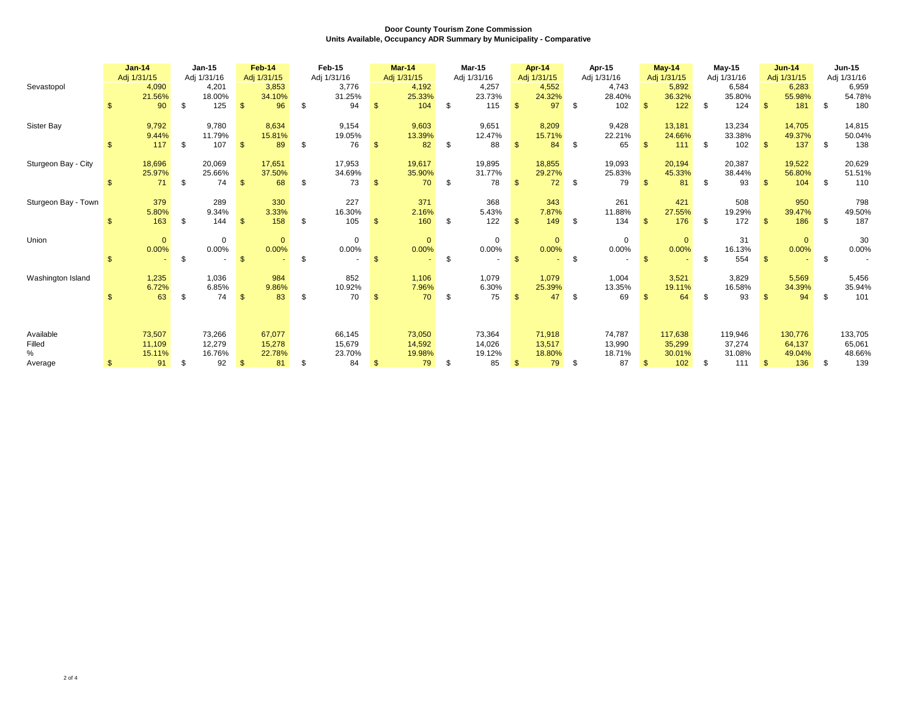**Door County Tourism Zone Commission**
**Units Available, Occupancy ADR Summary by Municipality - Comparative**

| | Jan-14 Adj 1/31/15 | Jan-15 Adj 1/31/16 | Feb-14 Adj 1/31/15 | Feb-15 Adj 1/31/16 | Mar-14 Adj 1/31/15 | Mar-15 Adj 1/31/16 | Apr-14 Adj 1/31/15 | Apr-15 Adj 1/31/16 | May-14 Adj 1/31/15 | May-15 Adj 1/31/16 | Jun-14 Adj 1/31/15 | Jun-15 Adj 1/31/16 |
|---|---|---|---|---|---|---|---|---|---|---|---|---|
| Sevastopol | 4,090 | 4,201 | 3,853 | 3,776 | 4,192 | 4,257 | 4,552 | 4,743 | 5,892 | 6,584 | 6,283 | 6,959 |
| | 21.56% | 18.00% | 34.10% | 31.25% | 25.33% | 23.73% | 24.32% | 28.40% | 36.32% | 35.80% | 55.98% | 54.78% |
| | $ 90 | $ 125 | $ 96 | $ 94 | $ 104 | $ 115 | $ 97 | $ 102 | $ 122 | $ 124 | $ 181 | $ 180 |
| Sister Bay | 9,792 | 9,780 | 8,634 | 9,154 | 9,603 | 9,651 | 8,209 | 9,428 | 13,181 | 13,234 | 14,705 | 14,815 |
| | 9.44% | 11.79% | 15.81% | 19.05% | 13.39% | 12.47% | 15.71% | 22.21% | 24.66% | 33.38% | 49.37% | 50.04% |
| | $ 117 | $ 107 | $ 89 | $ 76 | $ 82 | $ 88 | $ 84 | $ 65 | $ 111 | $ 102 | $ 137 | $ 138 |
| Sturgeon Bay - City | 18,696 | 20,069 | 17,651 | 17,953 | 19,617 | 19,895 | 18,855 | 19,093 | 20,194 | 20,387 | 19,522 | 20,629 |
| | 25.97% | 25.66% | 37.50% | 34.69% | 35.90% | 31.77% | 29.27% | 25.83% | 45.33% | 38.44% | 56.80% | 51.51% |
| | $ 71 | $ 74 | $ 68 | $ 73 | $ 70 | $ 78 | $ 72 | $ 79 | $ 81 | $ 93 | $ 104 | $ 110 |
| Sturgeon Bay - Town | 379 | 289 | 330 | 227 | 371 | 368 | 343 | 261 | 421 | 508 | 950 | 798 |
| | 5.80% | 9.34% | 3.33% | 16.30% | 2.16% | 5.43% | 7.87% | 11.88% | 27.55% | 19.29% | 39.47% | 49.50% |
| | $ 163 | $ 144 | $ 158 | $ 105 | $ 160 | $ 122 | $ 149 | $ 134 | $ 176 | $ 172 | $ 186 | $ 187 |
| Union | 0 | 0 | 0 | 0 | 0 | 0 | 0 | 0 | 0 | 31 | 0 | 30 |
| | 0.00% | 0.00% | 0.00% | 0.00% | 0.00% | 0.00% | 0.00% | 0.00% | 0.00% | 16.13% | 0.00% | 0.00% |
| | $ - | $ - | $ - | $ - | $ - | $ - | $ - | $ - | $ - | $ 554 | $ - | $ - |
| Washington Island | 1,235 | 1,036 | 984 | 852 | 1,106 | 1,079 | 1,079 | 1,004 | 3,521 | 3,829 | 5,569 | 5,456 |
| | 6.72% | 6.85% | 9.86% | 10.92% | 7.96% | 6.30% | 25.39% | 13.35% | 19.11% | 16.58% | 34.39% | 35.94% |
| | $ 63 | $ 74 | $ 83 | $ 70 | $ 70 | $ 75 | $ 47 | $ 69 | $ 64 | $ 93 | $ 94 | $ 101 |
| Available | 73,507 | 73,266 | 67,077 | 66,145 | 73,050 | 73,364 | 71,918 | 74,787 | 117,638 | 119,946 | 130,776 | 133,705 |
| Filled | 11,109 | 12,279 | 15,278 | 15,679 | 14,592 | 14,026 | 13,517 | 13,990 | 35,299 | 37,274 | 64,137 | 65,061 |
| % | 15.11% | 16.76% | 22.78% | 23.70% | 19.98% | 19.12% | 18.80% | 18.71% | 30.01% | 31.08% | 49.04% | 48.66% |
| Average | $ 91 | $ 92 | $ 81 | $ 84 | $ 79 | $ 85 | $ 79 | $ 87 | $ 102 | $ 111 | $ 136 | $ 139 |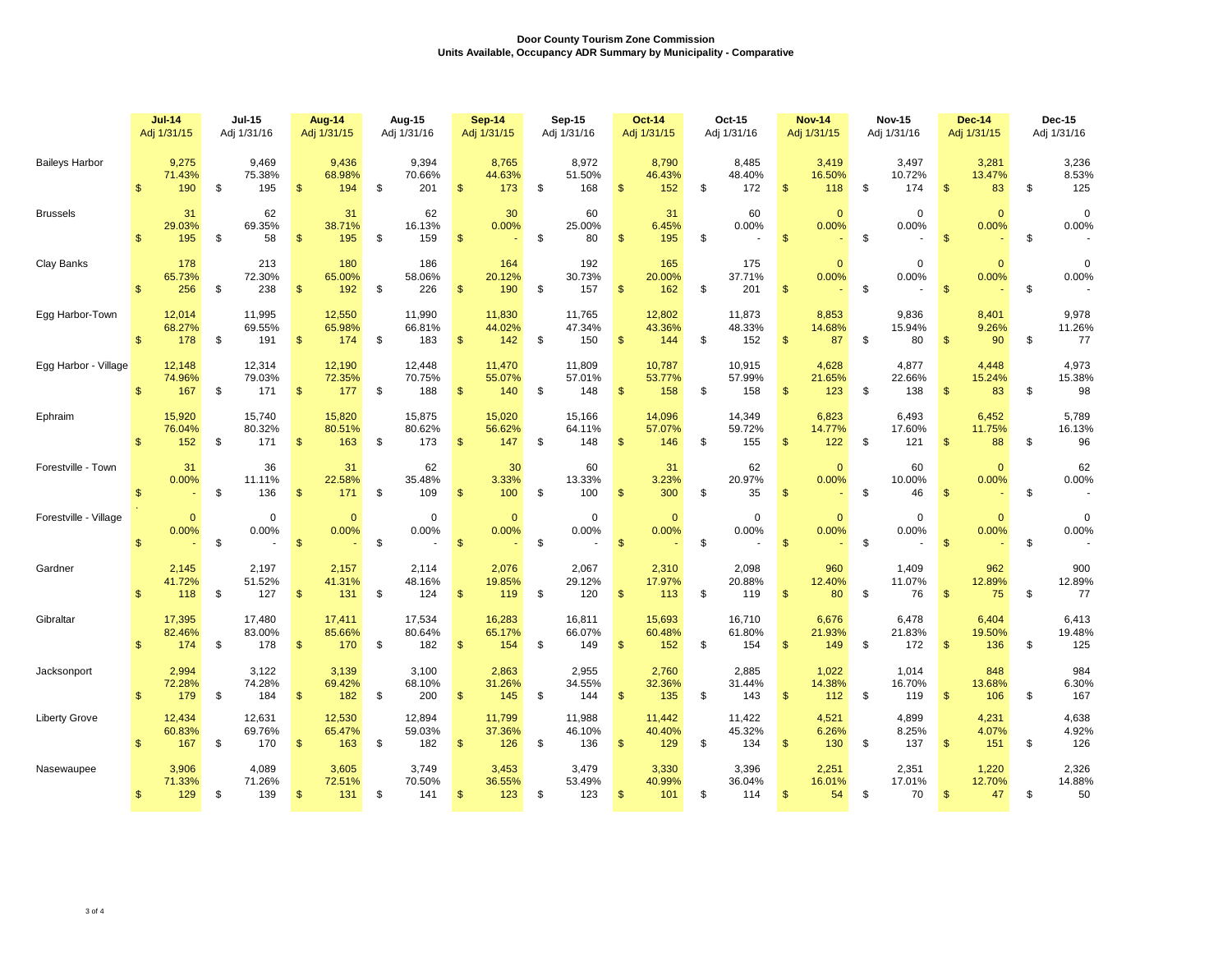**Door County Tourism Zone Commission**
**Units Available, Occupancy ADR Summary by Municipality - Comparative**

| Municipality | | Jul-14 Adj 1/31/15 | Jul-15 Adj 1/31/16 | Aug-14 Adj 1/31/15 | Aug-15 Adj 1/31/16 | Sep-14 Adj 1/31/15 | Sep-15 Adj 1/31/16 | Oct-14 Adj 1/31/15 | Oct-15 Adj 1/31/16 | Nov-14 Adj 1/31/15 | Nov-15 Adj 1/31/16 | Dec-14 Adj 1/31/15 | Dec-15 Adj 1/31/16 |
|---|---|---|---|---|---|---|---|---|---|---|---|---|---|
| Baileys Harbor | Units | 9,275 | 9,469 | 9,436 | 9,394 | 8,765 | 8,972 | 8,790 | 8,485 | 3,419 | 3,497 | 3,281 | 3,236 |
| | Occupancy | 71.43% | 75.38% | 68.98% | 70.66% | 44.63% | 51.50% | 46.43% | 48.40% | 16.50% | 10.72% | 13.47% | 8.53% |
| | ADR | $ 190 | $ 195 | $ 194 | $ 201 | $ 173 | $ 168 | $ 152 | $ 172 | $ 118 | $ 174 | $ 83 | $ 125 |
| Brussels | Units | 31 | 62 | 31 | 62 | 30 | 60 | 31 | 60 | 0 | 0 | 0 | 0 |
| | Occupancy | 29.03% | 69.35% | 38.71% | 16.13% | 0.00% | 25.00% | 6.45% | 0.00% | 0.00% | 0.00% | 0.00% | 0.00% |
| | ADR | $ 195 | $ 58 | $ 195 | $ 159 | $ - | $ 80 | $ 195 | $ - | $ - | $ - | $ - | $ - |
| Clay Banks | Units | 178 | 213 | 180 | 186 | 164 | 192 | 165 | 175 | 0 | 0 | 0 | 0 |
| | Occupancy | 65.73% | 72.30% | 65.00% | 58.06% | 20.12% | 30.73% | 20.00% | 37.71% | 0.00% | 0.00% | 0.00% | 0.00% |
| | ADR | $ 256 | $ 238 | $ 192 | $ 226 | $ 190 | $ 157 | $ 162 | $ 201 | $ - | $ - | $ - | $ - |
| Egg Harbor-Town | Units | 12,014 | 11,995 | 12,550 | 11,990 | 11,830 | 11,765 | 12,802 | 11,873 | 8,853 | 9,836 | 8,401 | 9,978 |
| | Occupancy | 68.27% | 69.55% | 65.98% | 66.81% | 44.02% | 47.34% | 43.36% | 48.33% | 14.68% | 15.94% | 9.26% | 11.26% |
| | ADR | $ 178 | $ 191 | $ 174 | $ 183 | $ 142 | $ 150 | $ 144 | $ 152 | $ 87 | $ 80 | $ 90 | $ 77 |
| Egg Harbor - Village | Units | 12,148 | 12,314 | 12,190 | 12,448 | 11,470 | 11,809 | 10,787 | 10,915 | 4,628 | 4,877 | 4,448 | 4,973 |
| | Occupancy | 74.96% | 79.03% | 72.35% | 70.75% | 55.07% | 57.01% | 53.77% | 57.99% | 21.65% | 22.66% | 15.24% | 15.38% |
| | ADR | $ 167 | $ 171 | $ 177 | $ 188 | $ 140 | $ 148 | $ 158 | $ 158 | $ 123 | $ 138 | $ 83 | $ 98 |
| Ephraim | Units | 15,920 | 15,740 | 15,820 | 15,875 | 15,020 | 15,166 | 14,096 | 14,349 | 6,823 | 6,493 | 6,452 | 5,789 |
| | Occupancy | 76.04% | 80.32% | 80.51% | 80.62% | 56.62% | 64.11% | 57.07% | 59.72% | 14.77% | 17.60% | 11.75% | 16.13% |
| | ADR | $ 152 | $ 171 | $ 163 | $ 173 | $ 147 | $ 148 | $ 146 | $ 155 | $ 122 | $ 121 | $ 88 | $ 96 |
| Forestville - Town | Units | 31 | 36 | 31 | 62 | 30 | 60 | 31 | 62 | 0 | 60 | 0 | 62 |
| | Occupancy | 0.00% | 11.11% | 22.58% | 35.48% | 3.33% | 13.33% | 3.23% | 20.97% | 0.00% | 10.00% | 0.00% | 0.00% |
| | ADR | $ - | $ 136 | $ 171 | $ 109 | $ 100 | $ 100 | $ 300 | $ 35 | $ - | $ 46 | $ - | $ - |
| Forestville - Village | Units | 0 | 0 | 0 | 0 | 0 | 0 | 0 | 0 | 0 | 0 | 0 | 0 |
| | Occupancy | 0.00% | 0.00% | 0.00% | 0.00% | 0.00% | 0.00% | 0.00% | 0.00% | 0.00% | 0.00% | 0.00% | 0.00% |
| | ADR | $ - | $ - | $ - | $ - | $ - | $ - | $ - | $ - | $ - | $ - | $ - | $ - |
| Gardner | Units | 2,145 | 2,197 | 2,157 | 2,114 | 2,076 | 2,067 | 2,310 | 2,098 | 960 | 1,409 | 962 | 900 |
| | Occupancy | 41.72% | 51.52% | 41.31% | 48.16% | 19.85% | 29.12% | 17.97% | 20.88% | 12.40% | 11.07% | 12.89% | 12.89% |
| | ADR | $ 118 | $ 127 | $ 131 | $ 124 | $ 119 | $ 120 | $ 113 | $ 119 | $ 80 | $ 76 | $ 75 | $ 77 |
| Gibraltar | Units | 17,395 | 17,480 | 17,411 | 17,534 | 16,283 | 16,811 | 15,693 | 16,710 | 6,676 | 6,478 | 6,404 | 6,413 |
| | Occupancy | 82.46% | 83.00% | 85.66% | 80.64% | 65.17% | 66.07% | 60.48% | 61.80% | 21.93% | 21.83% | 19.50% | 19.48% |
| | ADR | $ 174 | $ 178 | $ 170 | $ 182 | $ 154 | $ 149 | $ 152 | $ 154 | $ 149 | $ 172 | $ 136 | $ 125 |
| Jacksonport | Units | 2,994 | 3,122 | 3,139 | 3,100 | 2,863 | 2,955 | 2,760 | 2,885 | 1,022 | 1,014 | 848 | 984 |
| | Occupancy | 72.28% | 74.28% | 69.42% | 68.10% | 31.26% | 34.55% | 32.36% | 31.44% | 14.38% | 16.70% | 13.68% | 6.30% |
| | ADR | $ 179 | $ 184 | $ 182 | $ 200 | $ 145 | $ 144 | $ 135 | $ 143 | $ 112 | $ 119 | $ 106 | $ 167 |
| Liberty Grove | Units | 12,434 | 12,631 | 12,530 | 12,894 | 11,799 | 11,988 | 11,442 | 11,422 | 4,521 | 4,899 | 4,231 | 4,638 |
| | Occupancy | 60.83% | 69.76% | 65.47% | 59.03% | 37.36% | 46.10% | 40.40% | 45.32% | 6.26% | 8.25% | 4.07% | 4.92% |
| | ADR | $ 167 | $ 170 | $ 163 | $ 182 | $ 126 | $ 136 | $ 129 | $ 134 | $ 130 | $ 137 | $ 151 | $ 126 |
| Nasewaupee | Units | 3,906 | 4,089 | 3,605 | 3,749 | 3,453 | 3,479 | 3,330 | 3,396 | 2,251 | 2,351 | 1,220 | 2,326 |
| | Occupancy | 71.33% | 71.26% | 72.51% | 70.50% | 36.55% | 53.49% | 40.99% | 36.04% | 16.01% | 17.01% | 12.70% | 14.88% |
| | ADR | $ 129 | $ 139 | $ 131 | $ 141 | $ 123 | $ 123 | $ 101 | $ 114 | $ 54 | $ 70 | $ 47 | $ 50 |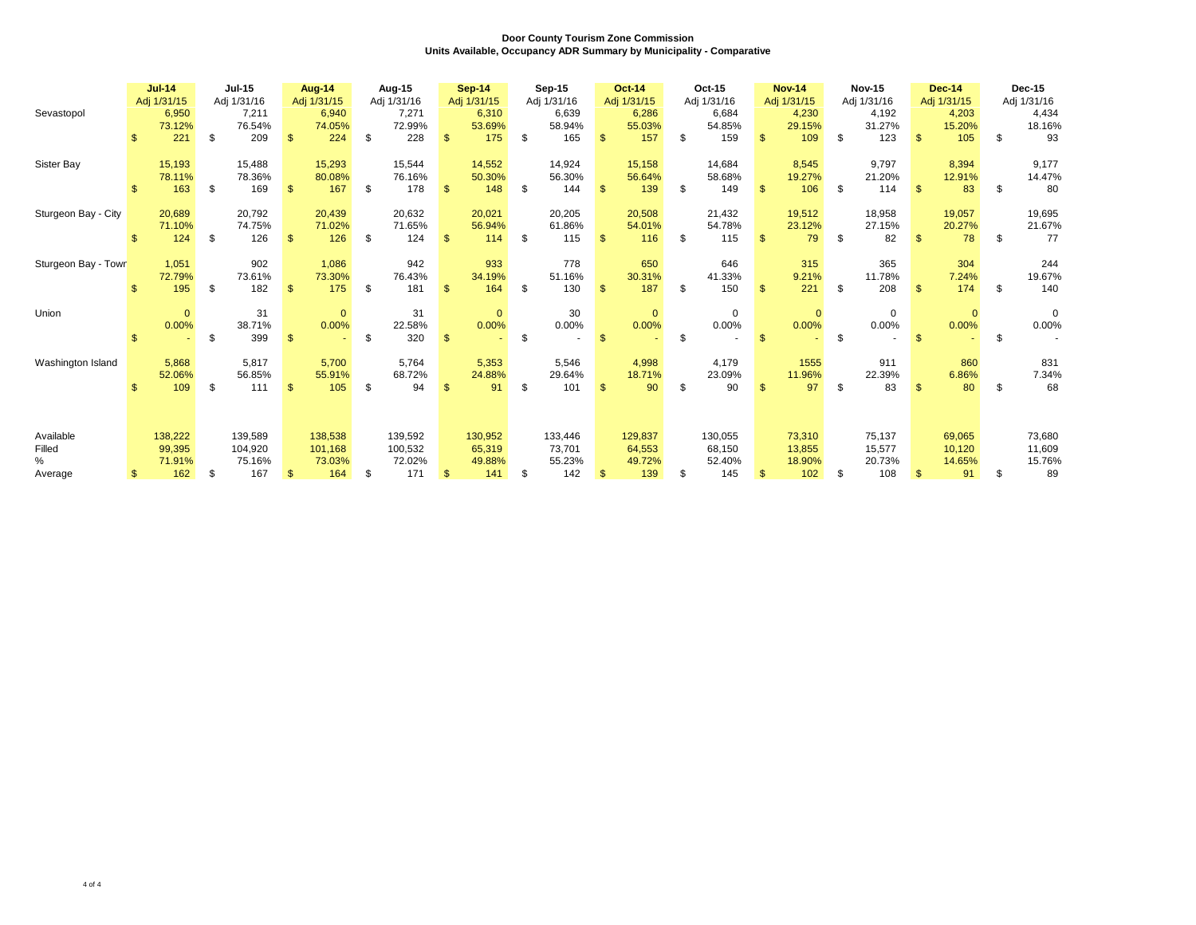**Door County Tourism Zone Commission**
**Units Available, Occupancy ADR Summary by Municipality - Comparative**

| | Jul-14 | Jul-15 | Aug-14 | Aug-15 | Sep-14 | Sep-15 | Oct-14 | Oct-15 | Nov-14 | Nov-15 | Dec-14 | Dec-15 |
|---|---|---|---|---|---|---|---|---|---|---|---|---|
| | Adj 1/31/15 | Adj 1/31/16 | Adj 1/31/15 | Adj 1/31/16 | Adj 1/31/15 | Adj 1/31/16 | Adj 1/31/15 | Adj 1/31/16 | Adj 1/31/15 | Adj 1/31/16 | Adj 1/31/15 | Adj 1/31/16 |
| Sevastopol | 6,950 | 7,211 | 6,940 | 7,271 | 6,310 | 6,639 | 6,286 | 6,684 | 4,230 | 4,192 | 4,203 | 4,434 |
| | 73.12% | 76.54% | 74.05% | 72.99% | 53.69% | 58.94% | 55.03% | 54.85% | 29.15% | 31.27% | 15.20% | 18.16% |
| | $ 221 | $ 209 | $ 224 | $ 228 | $ 175 | $ 165 | $ 157 | $ 159 | $ 109 | $ 123 | $ 105 | $ 93 |
| Sister Bay | 15,193 | 15,488 | 15,293 | 15,544 | 14,552 | 14,924 | 15,158 | 14,684 | 8,545 | 9,797 | 8,394 | 9,177 |
| | 78.11% | 78.36% | 80.08% | 76.16% | 50.30% | 56.30% | 56.64% | 58.68% | 19.27% | 21.20% | 12.91% | 14.47% |
| | $ 163 | $ 169 | $ 167 | $ 178 | $ 148 | $ 144 | $ 139 | $ 149 | $ 106 | $ 114 | $ 83 | $ 80 |
| Sturgeon Bay - City | 20,689 | 20,792 | 20,439 | 20,632 | 20,021 | 20,205 | 20,508 | 21,432 | 19,512 | 18,958 | 19,057 | 19,695 |
| | 71.10% | 74.75% | 71.02% | 71.65% | 56.94% | 61.86% | 54.01% | 54.78% | 23.12% | 27.15% | 20.27% | 21.67% |
| | $ 124 | $ 126 | $ 126 | $ 124 | $ 114 | $ 115 | $ 116 | $ 115 | $ 79 | $ 82 | $ 78 | $ 77 |
| Sturgeon Bay - Town | 1,051 | 902 | 1,086 | 942 | 933 | 778 | 650 | 646 | 315 | 365 | 304 | 244 |
| | 72.79% | 73.61% | 73.30% | 76.43% | 34.19% | 51.16% | 30.31% | 41.33% | 9.21% | 11.78% | 7.24% | 19.67% |
| | $ 195 | $ 182 | $ 175 | $ 181 | $ 164 | $ 130 | $ 187 | $ 150 | $ 221 | $ 208 | $ 174 | $ 140 |
| Union | 0 | 31 | 0 | 31 | 0 | 30 | 0 | 0 | 0 | 0 | 0 | 0 |
| | 0.00% | 38.71% | 0.00% | 22.58% | 0.00% | 0.00% | 0.00% | 0.00% | 0.00% | 0.00% | 0.00% | 0.00% |
| | $ - | $ 399 | $ - | $ 320 | $ - | $ - | $ - | $ - | $ - | $ - | $ - | $ - |
| Washington Island | 5,868 | 5,817 | 5,700 | 5,764 | 5,353 | 5,546 | 4,998 | 4,179 | 1555 | 911 | 860 | 831 |
| | 52.06% | 56.85% | 55.91% | 68.72% | 24.88% | 29.64% | 18.71% | 23.09% | 11.96% | 22.39% | 6.86% | 7.34% |
| | $ 109 | $ 111 | $ 105 | $ 94 | $ 91 | $ 101 | $ 90 | $ 90 | $ 97 | $ 83 | $ 80 | $ 68 |
| Available | 138,222 | 139,589 | 138,538 | 139,592 | 130,952 | 133,446 | 129,837 | 130,055 | 73,310 | 75,137 | 69,065 | 73,680 |
| Filled | 99,395 | 104,920 | 101,168 | 100,532 | 65,319 | 73,701 | 64,553 | 68,150 | 13,855 | 15,577 | 10,120 | 11,609 |
| % | 71.91% | 75.16% | 73.03% | 72.02% | 49.88% | 55.23% | 49.72% | 52.40% | 18.90% | 20.73% | 14.65% | 15.76% |
| Average | $ 162 | $ 167 | $ 164 | $ 171 | $ 141 | $ 142 | $ 139 | $ 145 | $ 102 | $ 108 | $ 91 | $ 89 |